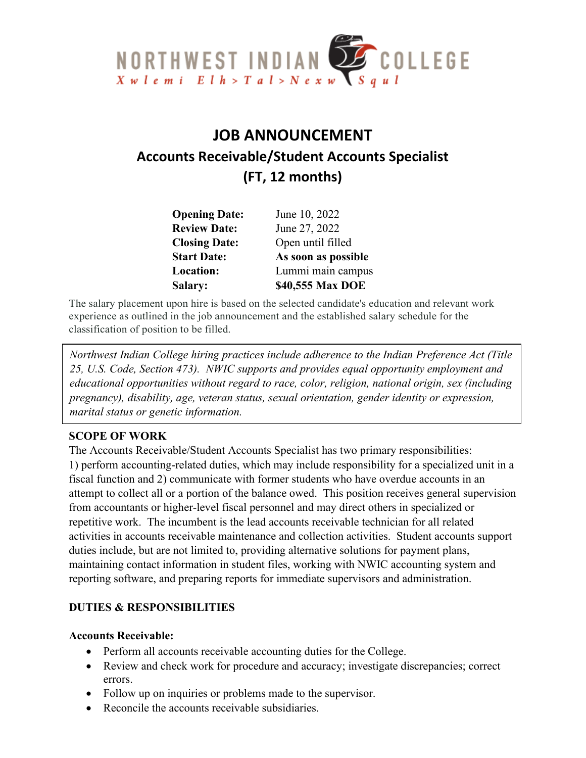NORTHWEST INDIAN COLLEGE

*Xwlemi Elh>Tal>Nexw Squl*

# JOB ANNOUNCEMENT

## Accounts Receivable/Student Accounts Specialist
## (FT, 12 months)

| | |
|---|---|
| **Opening Date:** | June 10, 2022 |
| **Review Date:** | June 27, 2022 |
| **Closing Date:** | Open until filled |
| **Start Date:** | **As soon as possible** |
| **Location:** | Lummi main campus |
| **Salary:** | **$40,555 Max DOE** |

The salary placement upon hire is based on the selected candidate's education and relevant work experience as outlined in the job announcement and the established salary schedule for the classification of position to be filled.

*Northwest Indian College hiring practices include adherence to the Indian Preference Act (Title 25, U.S. Code, Section 473). NWIC supports and provides equal opportunity employment and educational opportunities without regard to race, color, religion, national origin, sex (including pregnancy), disability, age, veteran status, sexual orientation, gender identity or expression, marital status or genetic information.*

### SCOPE OF WORK

The Accounts Receivable/Student Accounts Specialist has two primary responsibilities: 1) perform accounting-related duties, which may include responsibility for a specialized unit in a fiscal function and 2) communicate with former students who have overdue accounts in an attempt to collect all or a portion of the balance owed. This position receives general supervision from accountants or higher-level fiscal personnel and may direct others in specialized or repetitive work. The incumbent is the lead accounts receivable technician for all related activities in accounts receivable maintenance and collection activities. Student accounts support duties include, but are not limited to, providing alternative solutions for payment plans, maintaining contact information in student files, working with NWIC accounting system and reporting software, and preparing reports for immediate supervisors and administration.

### DUTIES & RESPONSIBILITIES

**Accounts Receivable:**

- Perform all accounts receivable accounting duties for the College.
- Review and check work for procedure and accuracy; investigate discrepancies; correct errors.
- Follow up on inquiries or problems made to the supervisor.
- Reconcile the accounts receivable subsidiaries.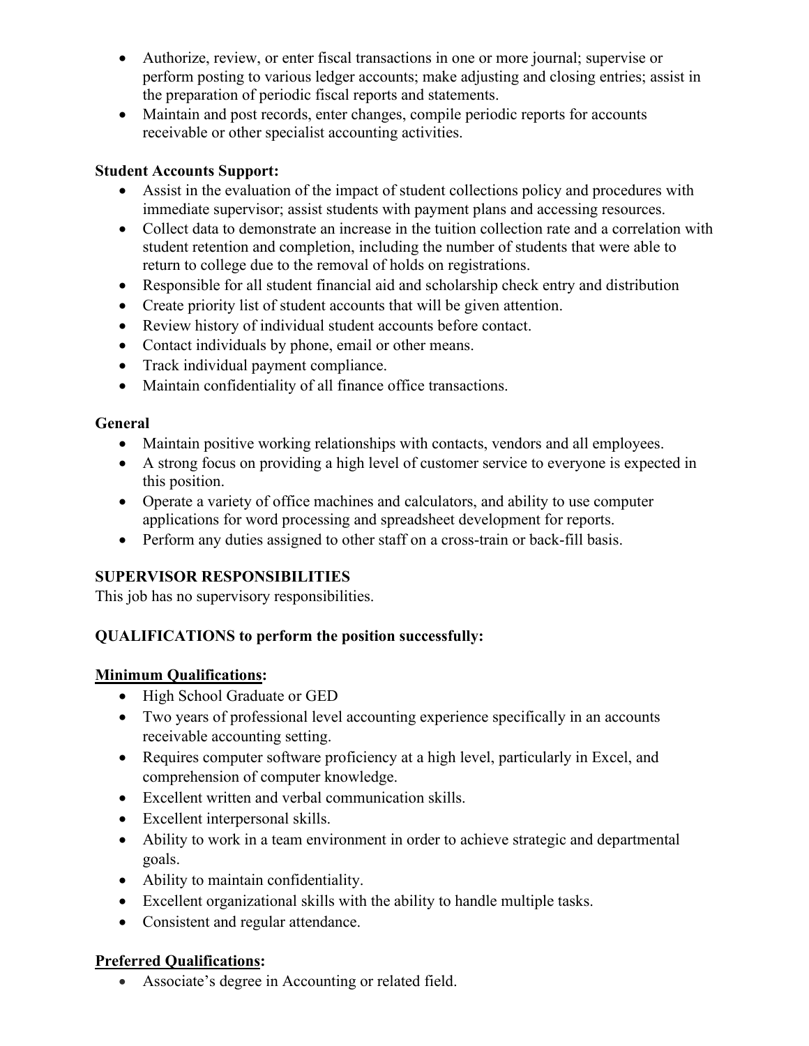- Authorize, review, or enter fiscal transactions in one or more journal; supervise or perform posting to various ledger accounts; make adjusting and closing entries; assist in the preparation of periodic fiscal reports and statements.
- Maintain and post records, enter changes, compile periodic reports for accounts receivable or other specialist accounting activities.

**Student Accounts Support:**

- Assist in the evaluation of the impact of student collections policy and procedures with immediate supervisor; assist students with payment plans and accessing resources.
- Collect data to demonstrate an increase in the tuition collection rate and a correlation with student retention and completion, including the number of students that were able to return to college due to the removal of holds on registrations.
- Responsible for all student financial aid and scholarship check entry and distribution
- Create priority list of student accounts that will be given attention.
- Review history of individual student accounts before contact.
- Contact individuals by phone, email or other means.
- Track individual payment compliance.
- Maintain confidentiality of all finance office transactions.

**General**

- Maintain positive working relationships with contacts, vendors and all employees.
- A strong focus on providing a high level of customer service to everyone is expected in this position.
- Operate a variety of office machines and calculators, and ability to use computer applications for word processing and spreadsheet development for reports.
- Perform any duties assigned to other staff on a cross-train or back-fill basis.

**SUPERVISOR RESPONSIBILITIES**

This job has no supervisory responsibilities.

**QUALIFICATIONS to perform the position successfully:**

**Minimum Qualifications:**

- High School Graduate or GED
- Two years of professional level accounting experience specifically in an accounts receivable accounting setting.
- Requires computer software proficiency at a high level, particularly in Excel, and comprehension of computer knowledge.
- Excellent written and verbal communication skills.
- Excellent interpersonal skills.
- Ability to work in a team environment in order to achieve strategic and departmental goals.
- Ability to maintain confidentiality.
- Excellent organizational skills with the ability to handle multiple tasks.
- Consistent and regular attendance.

**Preferred Qualifications:**

- Associate's degree in Accounting or related field.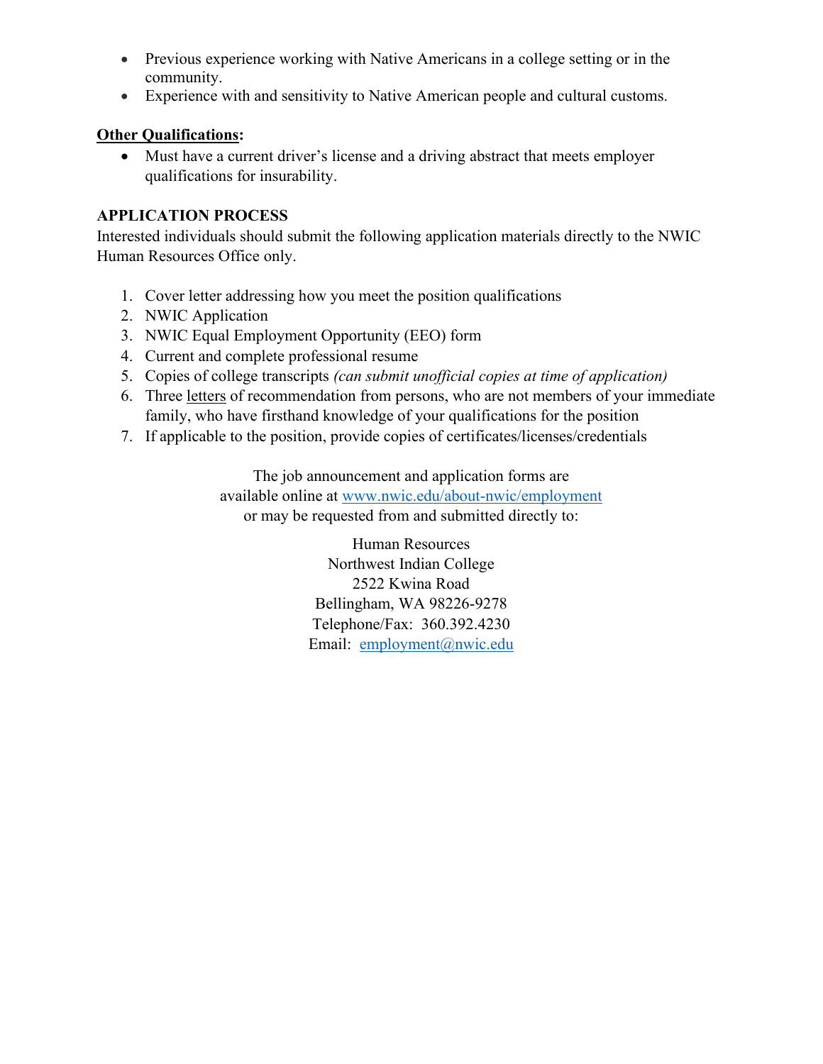- Previous experience working with Native Americans in a college setting or in the community.
- Experience with and sensitivity to Native American people and cultural customs.

**Other Qualifications:**

- Must have a current driver's license and a driving abstract that meets employer qualifications for insurability.

**APPLICATION PROCESS**

Interested individuals should submit the following application materials directly to the NWIC Human Resources Office only.

1. Cover letter addressing how you meet the position qualifications
2. NWIC Application
3. NWIC Equal Employment Opportunity (EEO) form
4. Current and complete professional resume
5. Copies of college transcripts *(can submit unofficial copies at time of application)*
6. Three letters of recommendation from persons, who are not members of your immediate family, who have firsthand knowledge of your qualifications for the position
7. If applicable to the position, provide copies of certificates/licenses/credentials

The job announcement and application forms are available online at www.nwic.edu/about-nwic/employment or may be requested from and submitted directly to:

Human Resources
Northwest Indian College
2522 Kwina Road
Bellingham, WA 98226-9278
Telephone/Fax: 360.392.4230
Email: employment@nwic.edu